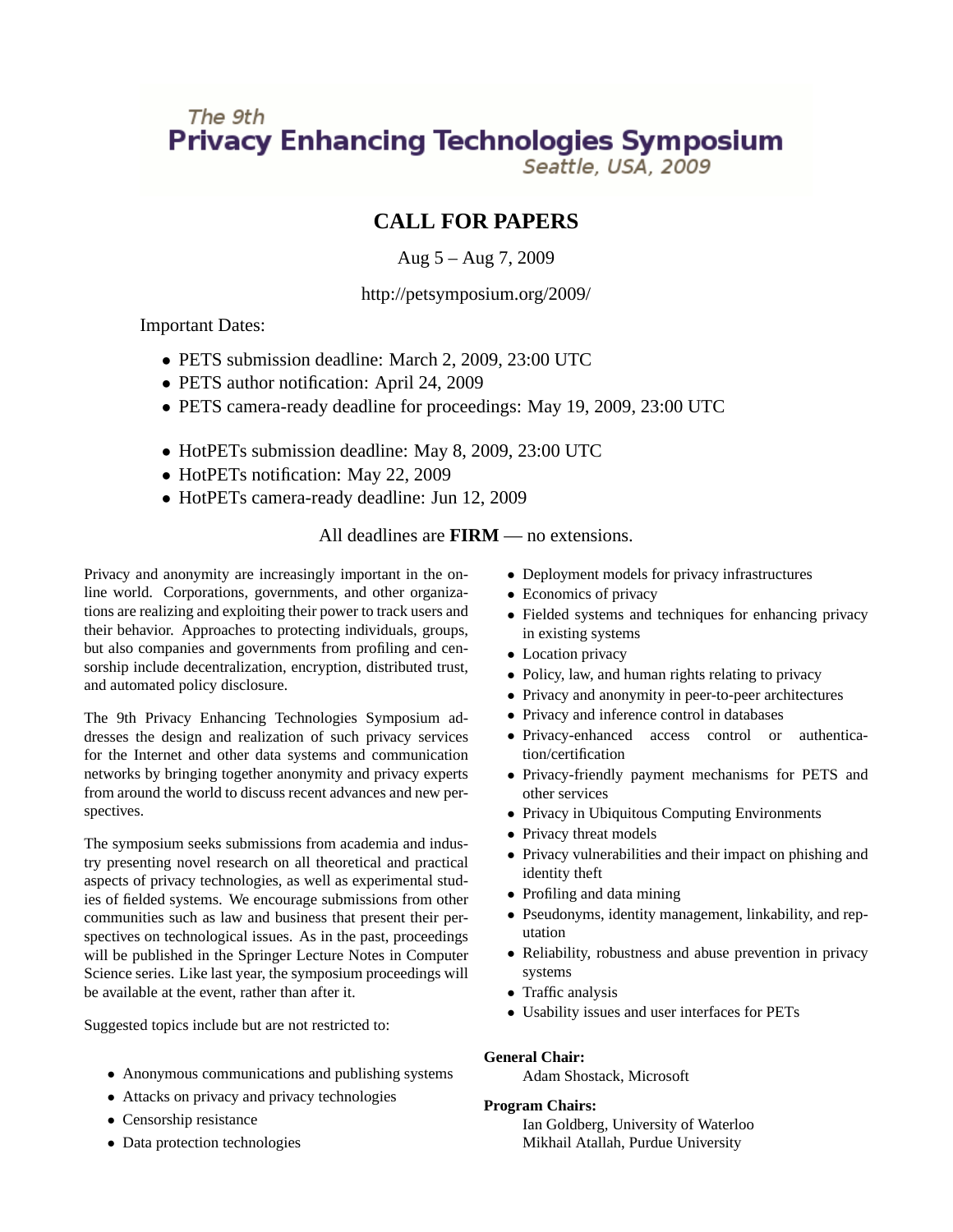The 9th

# Privacy Enhancing Technologies Symposium

Seattle, USA, 2009

## CALL FOR PAPERS

Aug 5 – Aug 7, 2009

http://petsymposium.org/2009/

Important Dates:

- PETS submission deadline: March 2, 2009, 23:00 UTC
- PETS author notification: April 24, 2009
- PETS camera-ready deadline for proceedings: May 19, 2009, 23:00 UTC

- HotPETs submission deadline: May 8, 2009, 23:00 UTC
- HotPETs notification: May 22, 2009
- HotPETs camera-ready deadline: Jun 12, 2009

All deadlines are **FIRM** — no extensions.

Privacy and anonymity are increasingly important in the online world. Corporations, governments, and other organizations are realizing and exploiting their power to track users and their behavior. Approaches to protecting individuals, groups, but also companies and governments from profiling and censorship include decentralization, encryption, distributed trust, and automated policy disclosure.

The 9th Privacy Enhancing Technologies Symposium addresses the design and realization of such privacy services for the Internet and other data systems and communication networks by bringing together anonymity and privacy experts from around the world to discuss recent advances and new perspectives.

The symposium seeks submissions from academia and industry presenting novel research on all theoretical and practical aspects of privacy technologies, as well as experimental studies of fielded systems. We encourage submissions from other communities such as law and business that present their perspectives on technological issues. As in the past, proceedings will be published in the Springer Lecture Notes in Computer Science series. Like last year, the symposium proceedings will be available at the event, rather than after it.

Suggested topics include but are not restricted to:

- Anonymous communications and publishing systems
- Attacks on privacy and privacy technologies
- Censorship resistance
- Data protection technologies
- Deployment models for privacy infrastructures
- Economics of privacy
- Fielded systems and techniques for enhancing privacy in existing systems
- Location privacy
- Policy, law, and human rights relating to privacy
- Privacy and anonymity in peer-to-peer architectures
- Privacy and inference control in databases
- Privacy-enhanced access control or authentication/certification
- Privacy-friendly payment mechanisms for PETS and other services
- Privacy in Ubiquitous Computing Environments
- Privacy threat models
- Privacy vulnerabilities and their impact on phishing and identity theft
- Profiling and data mining
- Pseudonyms, identity management, linkability, and reputation
- Reliability, robustness and abuse prevention in privacy systems
- Traffic analysis
- Usability issues and user interfaces for PETs

**General Chair:**
Adam Shostack, Microsoft

**Program Chairs:**
Ian Goldberg, University of Waterloo
Mikhail Atallah, Purdue University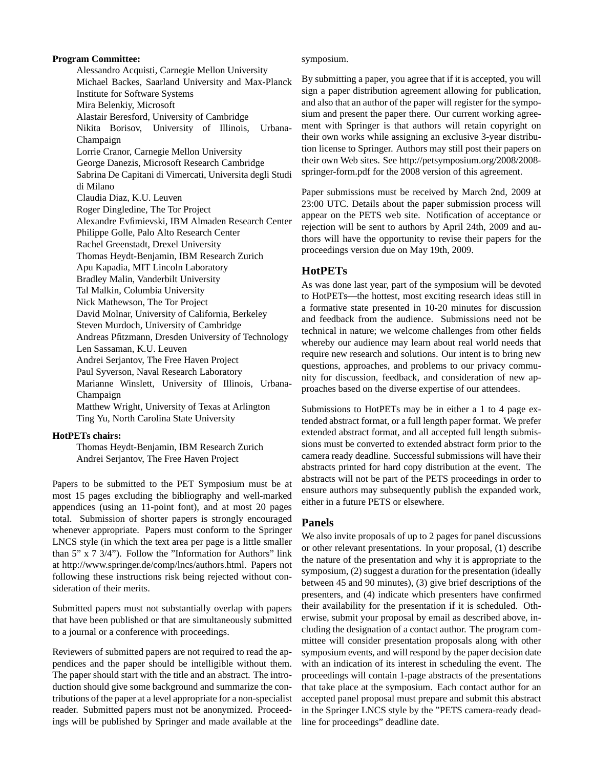**Program Committee:**

Alessandro Acquisti, Carnegie Mellon University
Michael Backes, Saarland University and Max-Planck Institute for Software Systems
Mira Belenkiy, Microsoft
Alastair Beresford, University of Cambridge
Nikita Borisov, University of Illinois, Urbana-Champaign
Lorrie Cranor, Carnegie Mellon University
George Danezis, Microsoft Research Cambridge
Sabrina De Capitani di Vimercati, Universita degli Studi di Milano
Claudia Diaz, K.U. Leuven
Roger Dingledine, The Tor Project
Alexandre Evfimievski, IBM Almaden Research Center
Philippe Golle, Palo Alto Research Center
Rachel Greenstadt, Drexel University
Thomas Heydt-Benjamin, IBM Research Zurich
Apu Kapadia, MIT Lincoln Laboratory
Bradley Malin, Vanderbilt University
Tal Malkin, Columbia University
Nick Mathewson, The Tor Project
David Molnar, University of California, Berkeley
Steven Murdoch, University of Cambridge
Andreas Pfitzmann, Dresden University of Technology
Len Sassaman, K.U. Leuven
Andrei Serjantov, The Free Haven Project
Paul Syverson, Naval Research Laboratory
Marianne Winslett, University of Illinois, Urbana-Champaign
Matthew Wright, University of Texas at Arlington
Ting Yu, North Carolina State University

**HotPETs chairs:**

Thomas Heydt-Benjamin, IBM Research Zurich
Andrei Serjantov, The Free Haven Project

Papers to be submitted to the PET Symposium must be at most 15 pages excluding the bibliography and well-marked appendices (using an 11-point font), and at most 20 pages total. Submission of shorter papers is strongly encouraged whenever appropriate. Papers must conform to the Springer LNCS style (in which the text area per page is a little smaller than 5" x 7 3/4"). Follow the "Information for Authors" link at http://www.springer.de/comp/lncs/authors.html. Papers not following these instructions risk being rejected without consideration of their merits.

Submitted papers must not substantially overlap with papers that have been published or that are simultaneously submitted to a journal or a conference with proceedings.

Reviewers of submitted papers are not required to read the appendices and the paper should be intelligible without them. The paper should start with the title and an abstract. The introduction should give some background and summarize the contributions of the paper at a level appropriate for a non-specialist reader. Submitted papers must not be anonymized. Proceedings will be published by Springer and made available at the symposium.

By submitting a paper, you agree that if it is accepted, you will sign a paper distribution agreement allowing for publication, and also that an author of the paper will register for the symposium and present the paper there. Our current working agreement with Springer is that authors will retain copyright on their own works while assigning an exclusive 3-year distribution license to Springer. Authors may still post their papers on their own Web sites. See http://petsymposium.org/2008/2008-springer-form.pdf for the 2008 version of this agreement.

Paper submissions must be received by March 2nd, 2009 at 23:00 UTC. Details about the paper submission process will appear on the PETS web site. Notification of acceptance or rejection will be sent to authors by April 24th, 2009 and authors will have the opportunity to revise their papers for the proceedings version due on May 19th, 2009.

## HotPETs

As was done last year, part of the symposium will be devoted to HotPETs—the hottest, most exciting research ideas still in a formative state presented in 10-20 minutes for discussion and feedback from the audience. Submissions need not be technical in nature; we welcome challenges from other fields whereby our audience may learn about real world needs that require new research and solutions. Our intent is to bring new questions, approaches, and problems to our privacy community for discussion, feedback, and consideration of new approaches based on the diverse expertise of our attendees.

Submissions to HotPETs may be in either a 1 to 4 page extended abstract format, or a full length paper format. We prefer extended abstract format, and all accepted full length submissions must be converted to extended abstract form prior to the camera ready deadline. Successful submissions will have their abstracts printed for hard copy distribution at the event. The abstracts will not be part of the PETS proceedings in order to ensure authors may subsequently publish the expanded work, either in a future PETS or elsewhere.

## Panels

We also invite proposals of up to 2 pages for panel discussions or other relevant presentations. In your proposal, (1) describe the nature of the presentation and why it is appropriate to the symposium, (2) suggest a duration for the presentation (ideally between 45 and 90 minutes), (3) give brief descriptions of the presenters, and (4) indicate which presenters have confirmed their availability for the presentation if it is scheduled. Otherwise, submit your proposal by email as described above, including the designation of a contact author. The program committee will consider presentation proposals along with other symposium events, and will respond by the paper decision date with an indication of its interest in scheduling the event. The proceedings will contain 1-page abstracts of the presentations that take place at the symposium. Each contact author for an accepted panel proposal must prepare and submit this abstract in the Springer LNCS style by the "PETS camera-ready deadline for proceedings" deadline date.